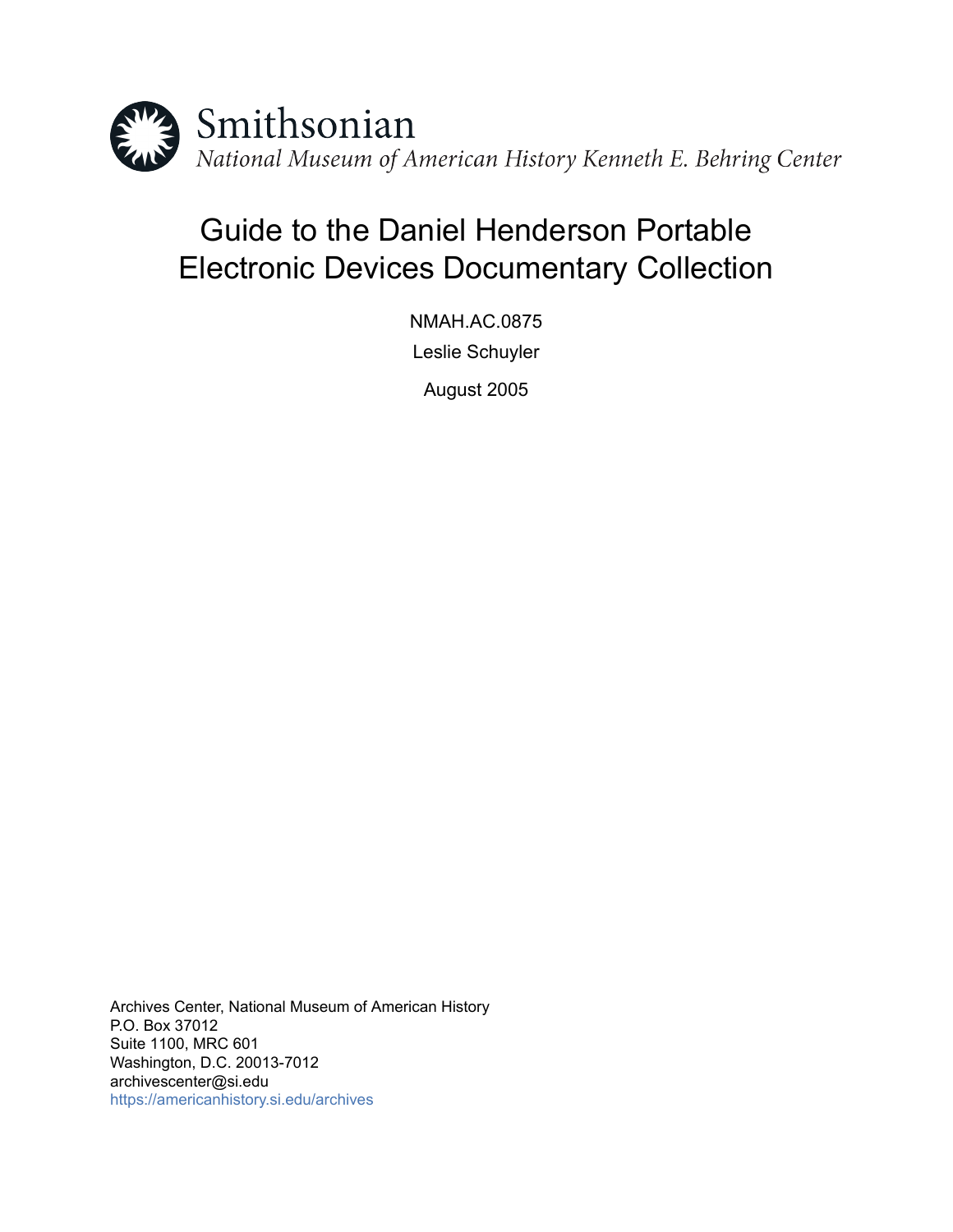Smithsonian
*National Museum of American History Kenneth E. Behring Center*

# Guide to the Daniel Henderson Portable Electronic Devices Documentary Collection

NMAH.AC.0875

Leslie Schuyler

August 2005

Archives Center, National Museum of American History
P.O. Box 37012
Suite 1100, MRC 601
Washington, D.C. 20013-7012
archivescenter@si.edu
https://americanhistory.si.edu/archives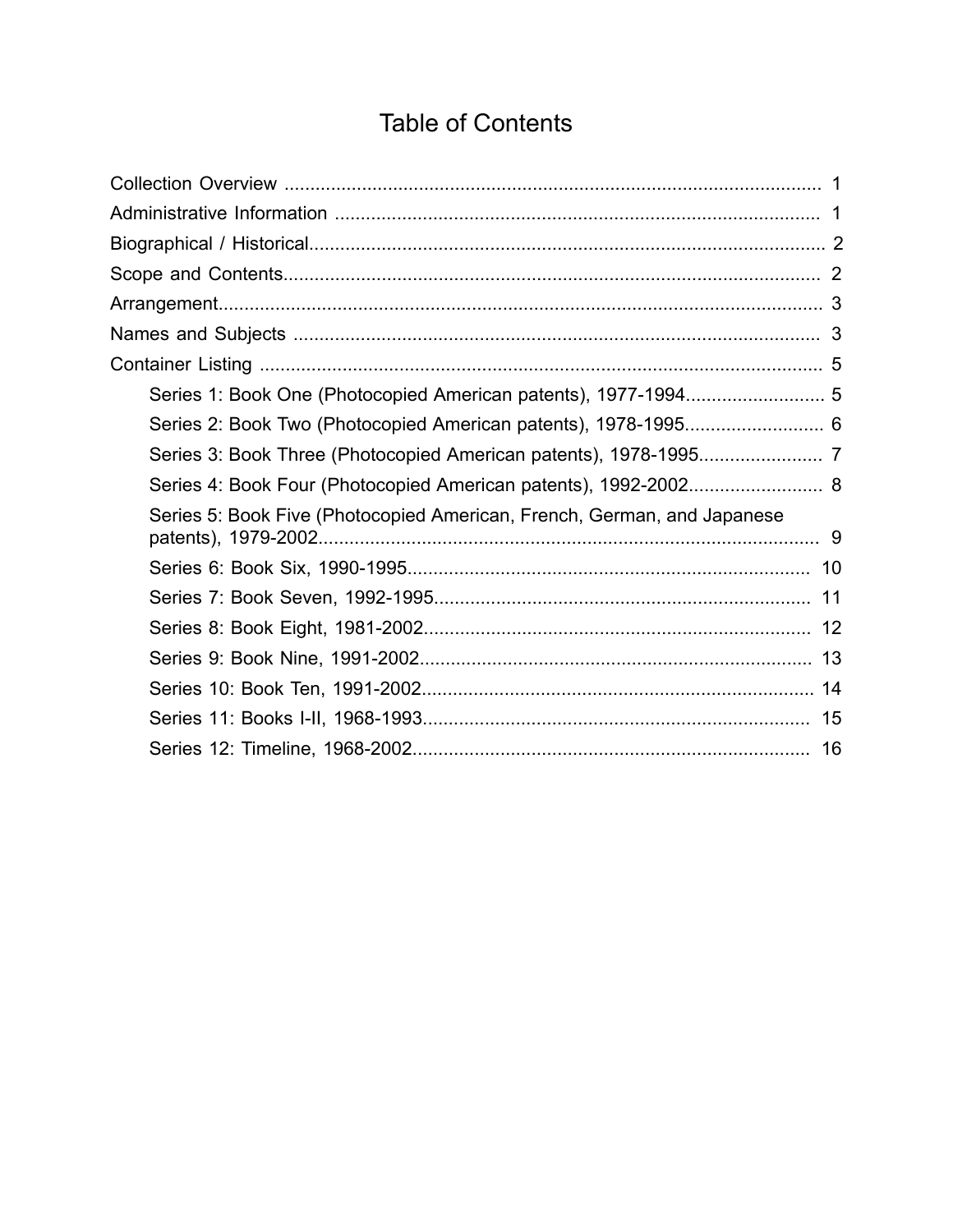# Table of Contents

- Collection Overview ........ 1
- Administrative Information ........ 1
- Biographical / Historical........ 2
- Scope and Contents........ 2
- Arrangement........ 3
- Names and Subjects ........ 3
- Container Listing ........ 5
  - Series 1: Book One (Photocopied American patents), 1977-1994........ 5
  - Series 2: Book Two (Photocopied American patents), 1978-1995........ 6
  - Series 3: Book Three (Photocopied American patents), 1978-1995........ 7
  - Series 4: Book Four (Photocopied American patents), 1992-2002........ 8
  - Series 5: Book Five (Photocopied American, French, German, and Japanese patents), 1979-2002........ 9
  - Series 6: Book Six, 1990-1995........ 10
  - Series 7: Book Seven, 1992-1995........ 11
  - Series 8: Book Eight, 1981-2002........ 12
  - Series 9: Book Nine, 1991-2002........ 13
  - Series 10: Book Ten, 1991-2002........ 14
  - Series 11: Books I-II, 1968-1993........ 15
  - Series 12: Timeline, 1968-2002........ 16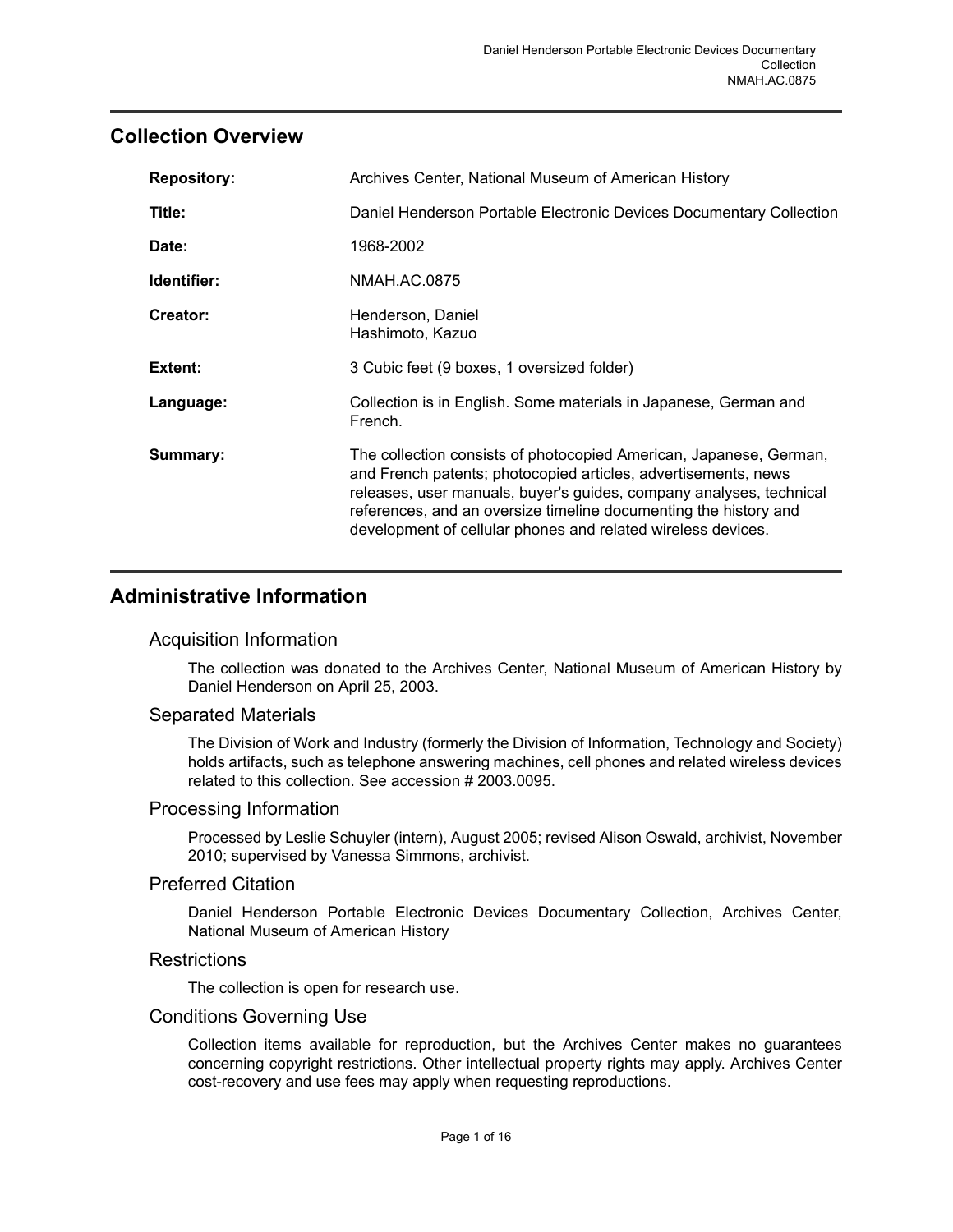## Collection Overview

| | |
|---|---|
| **Repository:** | Archives Center, National Museum of American History |
| **Title:** | Daniel Henderson Portable Electronic Devices Documentary Collection |
| **Date:** | 1968-2002 |
| **Identifier:** | NMAH.AC.0875 |
| **Creator:** | Henderson, Daniel<br>Hashimoto, Kazuo |
| **Extent:** | 3 Cubic feet (9 boxes, 1 oversized folder) |
| **Language:** | Collection is in English. Some materials in Japanese, German and French. |
| **Summary:** | The collection consists of photocopied American, Japanese, German, and French patents; photocopied articles, advertisements, news releases, user manuals, buyer's guides, company analyses, technical references, and an oversize timeline documenting the history and development of cellular phones and related wireless devices. |

## Administrative Information

### Acquisition Information

The collection was donated to the Archives Center, National Museum of American History by Daniel Henderson on April 25, 2003.

### Separated Materials

The Division of Work and Industry (formerly the Division of Information, Technology and Society) holds artifacts, such as telephone answering machines, cell phones and related wireless devices related to this collection. See accession # 2003.0095.

### Processing Information

Processed by Leslie Schuyler (intern), August 2005; revised Alison Oswald, archivist, November 2010; supervised by Vanessa Simmons, archivist.

### Preferred Citation

Daniel Henderson Portable Electronic Devices Documentary Collection, Archives Center, National Museum of American History

### Restrictions

The collection is open for research use.

### Conditions Governing Use

Collection items available for reproduction, but the Archives Center makes no guarantees concerning copyright restrictions. Other intellectual property rights may apply. Archives Center cost-recovery and use fees may apply when requesting reproductions.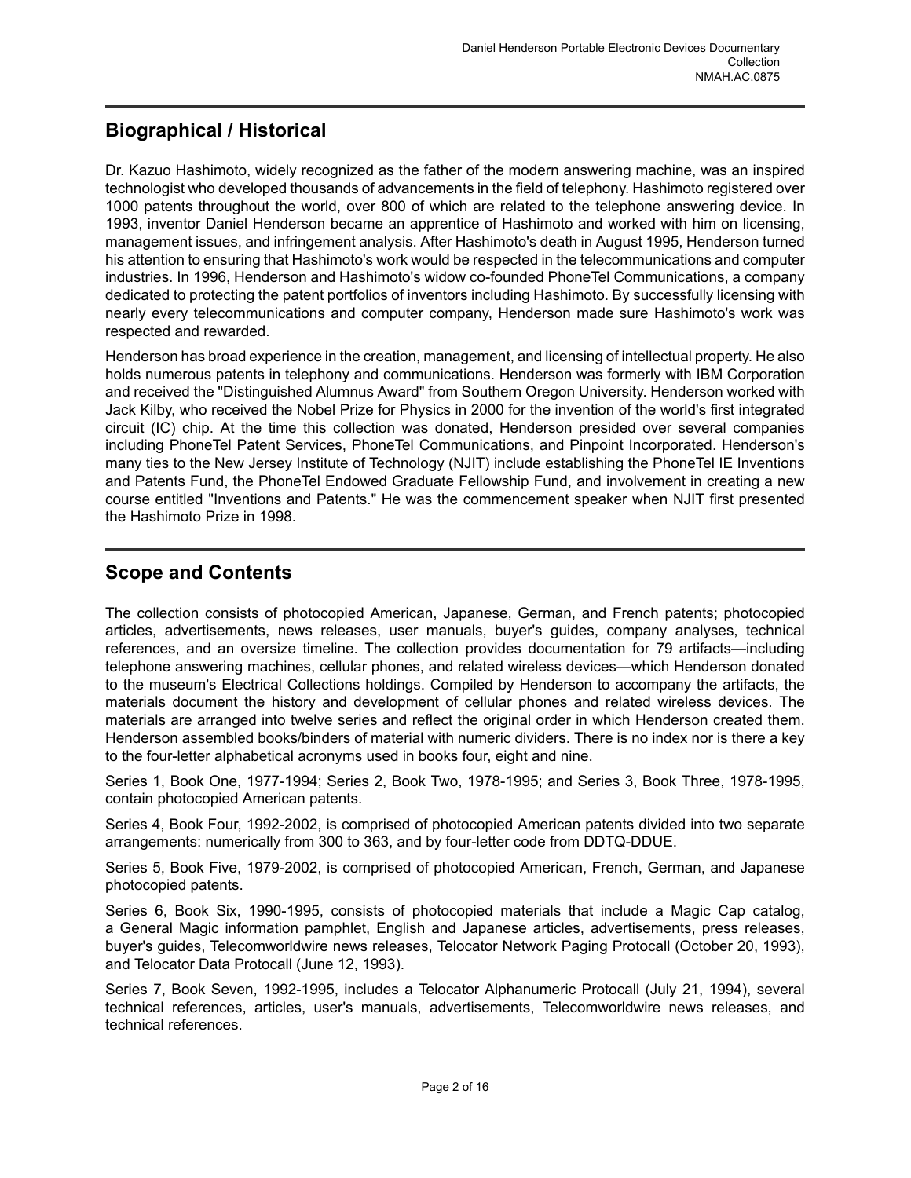## Biographical / Historical

Dr. Kazuo Hashimoto, widely recognized as the father of the modern answering machine, was an inspired technologist who developed thousands of advancements in the field of telephony. Hashimoto registered over 1000 patents throughout the world, over 800 of which are related to the telephone answering device. In 1993, inventor Daniel Henderson became an apprentice of Hashimoto and worked with him on licensing, management issues, and infringement analysis. After Hashimoto's death in August 1995, Henderson turned his attention to ensuring that Hashimoto's work would be respected in the telecommunications and computer industries. In 1996, Henderson and Hashimoto's widow co-founded PhoneTel Communications, a company dedicated to protecting the patent portfolios of inventors including Hashimoto. By successfully licensing with nearly every telecommunications and computer company, Henderson made sure Hashimoto's work was respected and rewarded.

Henderson has broad experience in the creation, management, and licensing of intellectual property. He also holds numerous patents in telephony and communications. Henderson was formerly with IBM Corporation and received the "Distinguished Alumnus Award" from Southern Oregon University. Henderson worked with Jack Kilby, who received the Nobel Prize for Physics in 2000 for the invention of the world's first integrated circuit (IC) chip. At the time this collection was donated, Henderson presided over several companies including PhoneTel Patent Services, PhoneTel Communications, and Pinpoint Incorporated. Henderson's many ties to the New Jersey Institute of Technology (NJIT) include establishing the PhoneTel IE Inventions and Patents Fund, the PhoneTel Endowed Graduate Fellowship Fund, and involvement in creating a new course entitled "Inventions and Patents." He was the commencement speaker when NJIT first presented the Hashimoto Prize in 1998.

## Scope and Contents

The collection consists of photocopied American, Japanese, German, and French patents; photocopied articles, advertisements, news releases, user manuals, buyer's guides, company analyses, technical references, and an oversize timeline. The collection provides documentation for 79 artifacts—including telephone answering machines, cellular phones, and related wireless devices—which Henderson donated to the museum's Electrical Collections holdings. Compiled by Henderson to accompany the artifacts, the materials document the history and development of cellular phones and related wireless devices. The materials are arranged into twelve series and reflect the original order in which Henderson created them. Henderson assembled books/binders of material with numeric dividers. There is no index nor is there a key to the four-letter alphabetical acronyms used in books four, eight and nine.

Series 1, Book One, 1977-1994; Series 2, Book Two, 1978-1995; and Series 3, Book Three, 1978-1995, contain photocopied American patents.

Series 4, Book Four, 1992-2002, is comprised of photocopied American patents divided into two separate arrangements: numerically from 300 to 363, and by four-letter code from DDTQ-DDUE.

Series 5, Book Five, 1979-2002, is comprised of photocopied American, French, German, and Japanese photocopied patents.

Series 6, Book Six, 1990-1995, consists of photocopied materials that include a Magic Cap catalog, a General Magic information pamphlet, English and Japanese articles, advertisements, press releases, buyer's guides, Telecomworldwire news releases, Telocator Network Paging Protocall (October 20, 1993), and Telocator Data Protocall (June 12, 1993).

Series 7, Book Seven, 1992-1995, includes a Telocator Alphanumeric Protocall (July 21, 1994), several technical references, articles, user's manuals, advertisements, Telecomworldwire news releases, and technical references.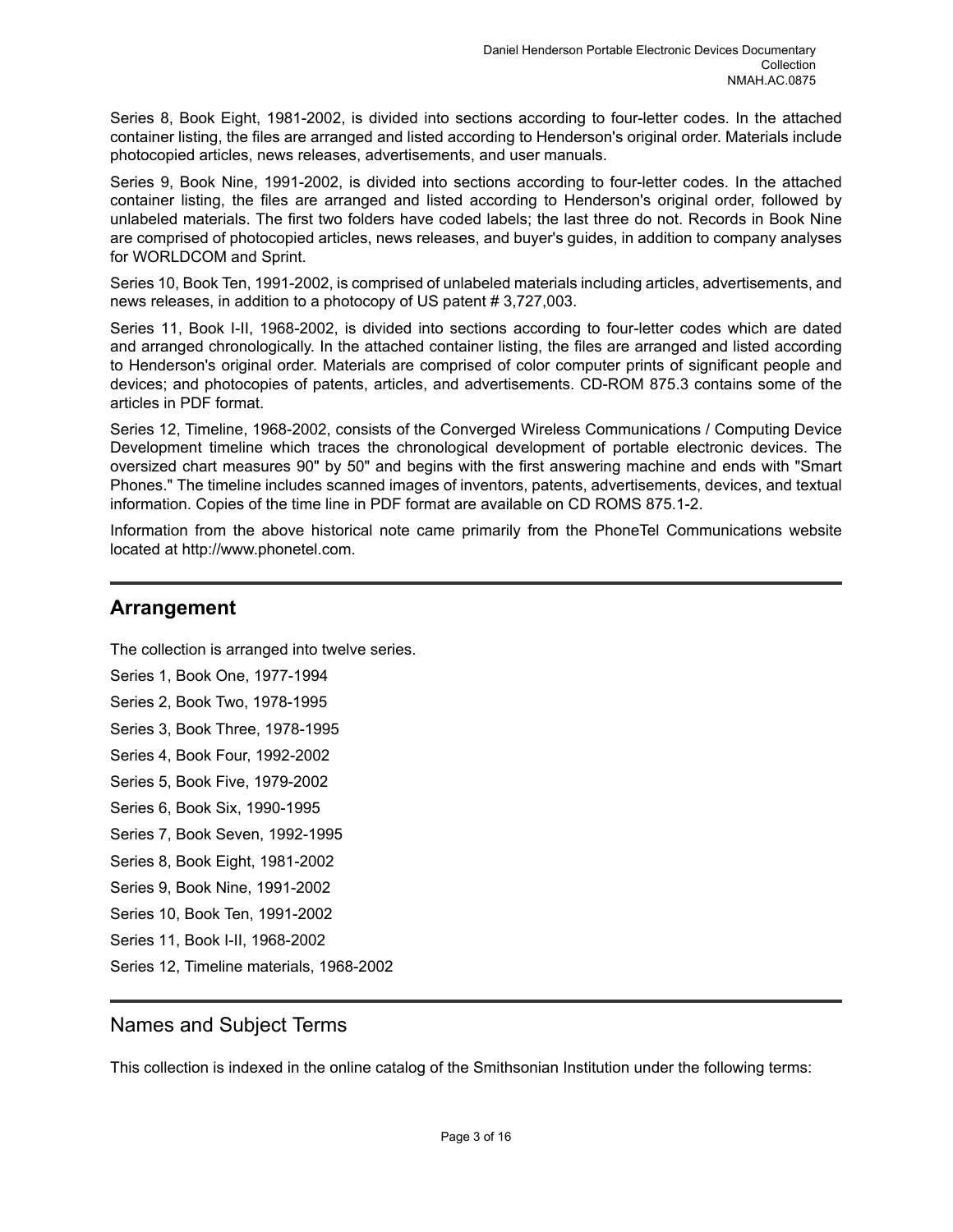Series 8, Book Eight, 1981-2002, is divided into sections according to four-letter codes. In the attached container listing, the files are arranged and listed according to Henderson's original order. Materials include photocopied articles, news releases, advertisements, and user manuals.

Series 9, Book Nine, 1991-2002, is divided into sections according to four-letter codes. In the attached container listing, the files are arranged and listed according to Henderson's original order, followed by unlabeled materials. The first two folders have coded labels; the last three do not. Records in Book Nine are comprised of photocopied articles, news releases, and buyer's guides, in addition to company analyses for WORLDCOM and Sprint.

Series 10, Book Ten, 1991-2002, is comprised of unlabeled materials including articles, advertisements, and news releases, in addition to a photocopy of US patent # 3,727,003.

Series 11, Book I-II, 1968-2002, is divided into sections according to four-letter codes which are dated and arranged chronologically. In the attached container listing, the files are arranged and listed according to Henderson's original order. Materials are comprised of color computer prints of significant people and devices; and photocopies of patents, articles, and advertisements. CD-ROM 875.3 contains some of the articles in PDF format.

Series 12, Timeline, 1968-2002, consists of the Converged Wireless Communications / Computing Device Development timeline which traces the chronological development of portable electronic devices. The oversized chart measures 90" by 50" and begins with the first answering machine and ends with "Smart Phones." The timeline includes scanned images of inventors, patents, advertisements, devices, and textual information. Copies of the time line in PDF format are available on CD ROMS 875.1-2.

Information from the above historical note came primarily from the PhoneTel Communications website located at http://www.phonetel.com.

## Arrangement

The collection is arranged into twelve series.

Series 1, Book One, 1977-1994

Series 2, Book Two, 1978-1995

Series 3, Book Three, 1978-1995

Series 4, Book Four, 1992-2002

Series 5, Book Five, 1979-2002

Series 6, Book Six, 1990-1995

Series 7, Book Seven, 1992-1995

Series 8, Book Eight, 1981-2002

Series 9, Book Nine, 1991-2002

Series 10, Book Ten, 1991-2002

Series 11, Book I-II, 1968-2002

Series 12, Timeline materials, 1968-2002

## Names and Subject Terms

This collection is indexed in the online catalog of the Smithsonian Institution under the following terms: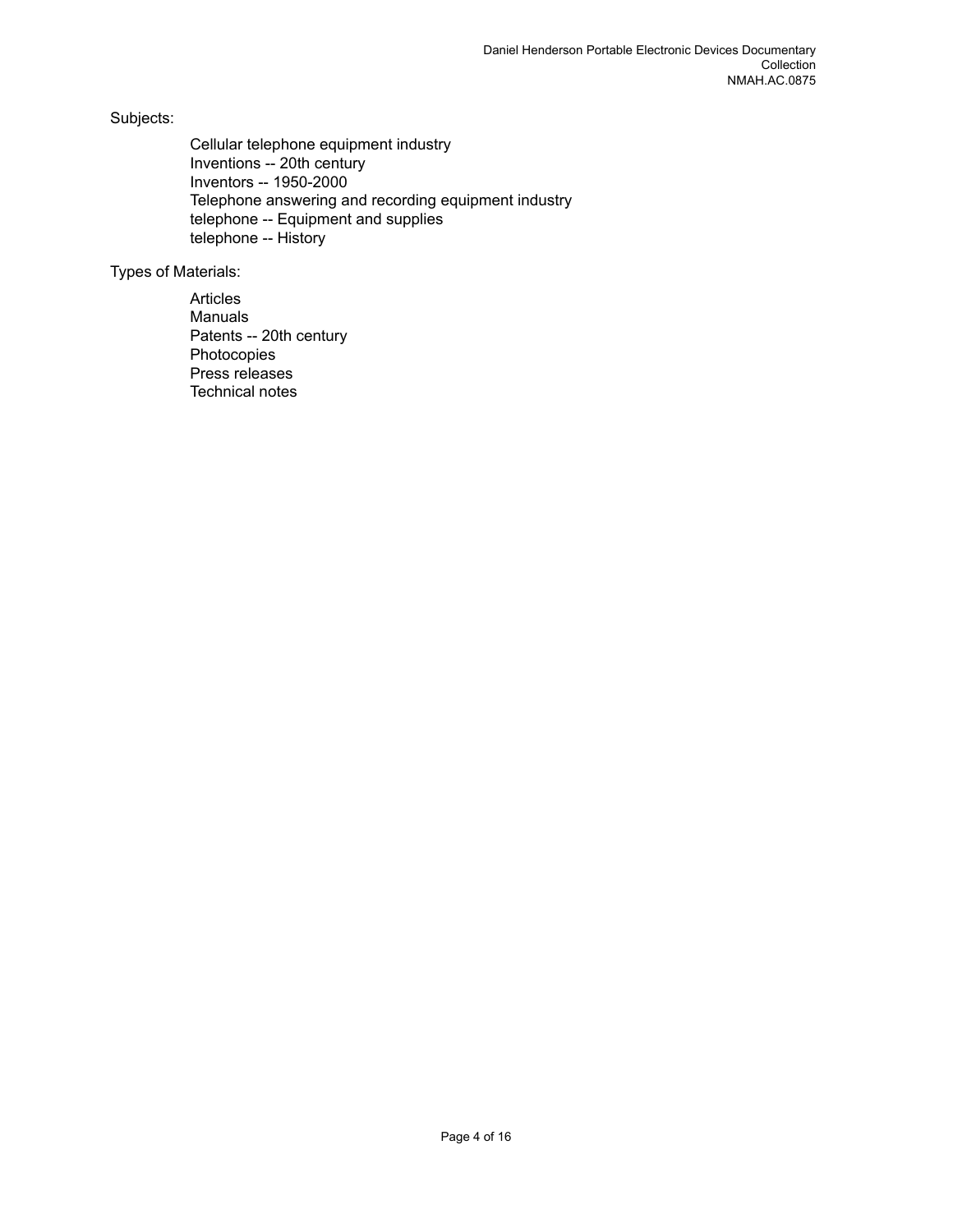Subjects:

- Cellular telephone equipment industry
- Inventions -- 20th century
- Inventors -- 1950-2000
- Telephone answering and recording equipment industry
- telephone -- Equipment and supplies
- telephone -- History

Types of Materials:

- Articles
- Manuals
- Patents -- 20th century
- Photocopies
- Press releases
- Technical notes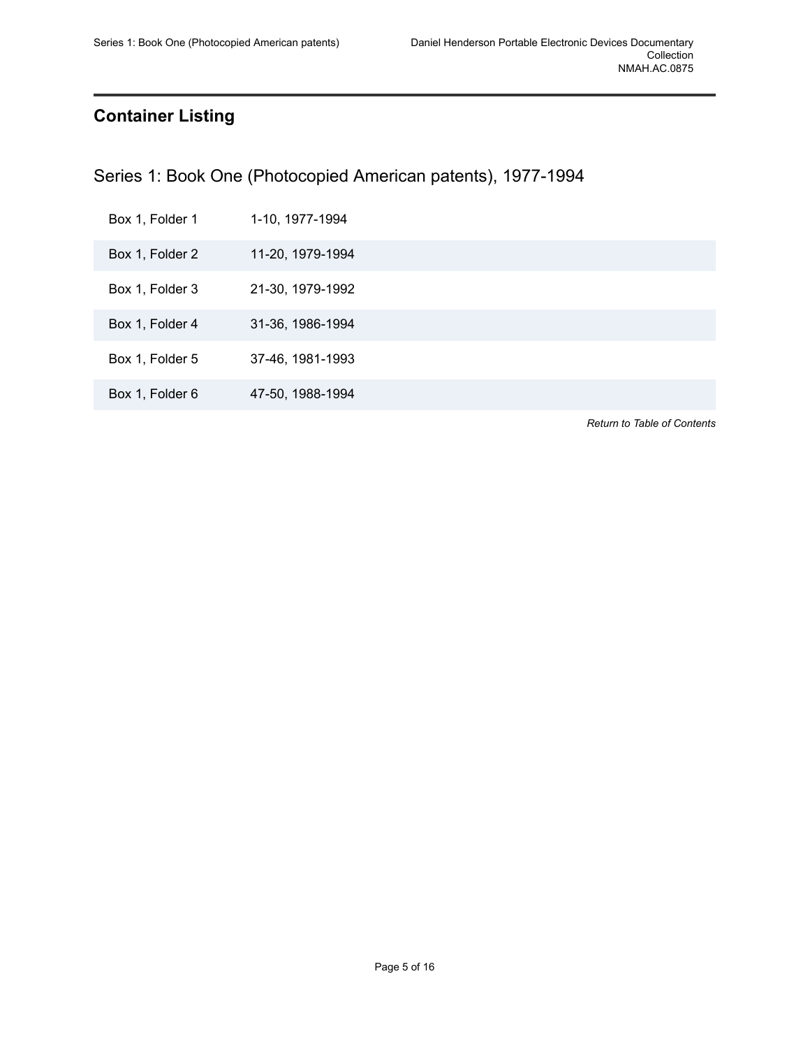## Container Listing

### Series 1: Book One (Photocopied American patents), 1977-1994

| | |
|---|---|
| Box 1, Folder 1 | 1-10, 1977-1994 |
| Box 1, Folder 2 | 11-20, 1979-1994 |
| Box 1, Folder 3 | 21-30, 1979-1992 |
| Box 1, Folder 4 | 31-36, 1986-1994 |
| Box 1, Folder 5 | 37-46, 1981-1993 |
| Box 1, Folder 6 | 47-50, 1988-1994 |

*Return to Table of Contents*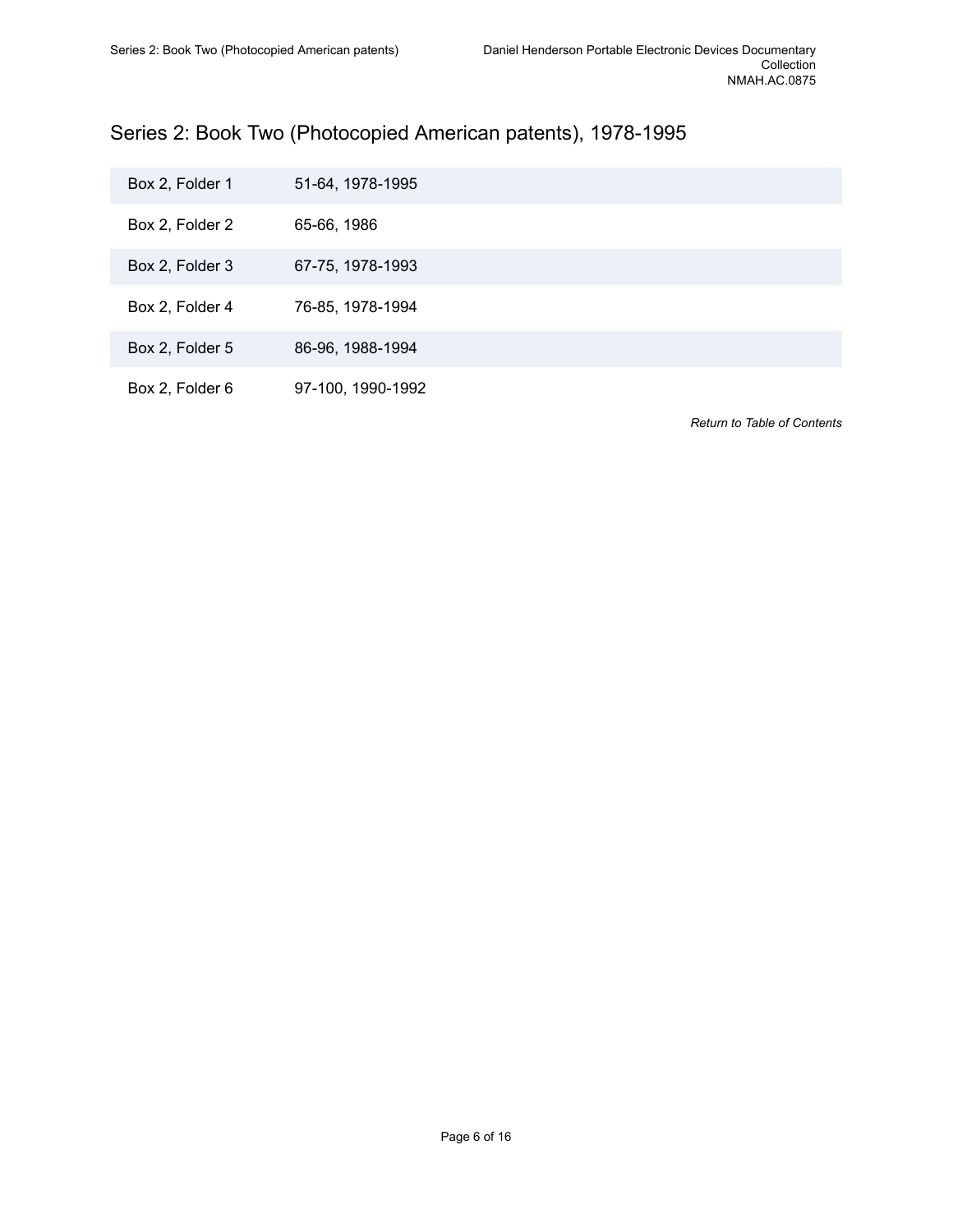## Series 2: Book Two (Photocopied American patents), 1978-1995

| | |
|---|---|
| Box 2, Folder 1 | 51-64, 1978-1995 |
| Box 2, Folder 2 | 65-66, 1986 |
| Box 2, Folder 3 | 67-75, 1978-1993 |
| Box 2, Folder 4 | 76-85, 1978-1994 |
| Box 2, Folder 5 | 86-96, 1988-1994 |
| Box 2, Folder 6 | 97-100, 1990-1992 |

*Return to Table of Contents*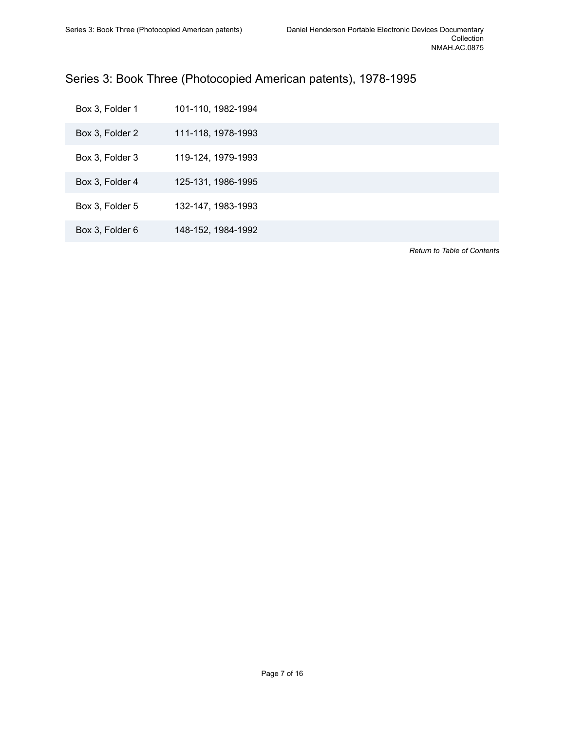## Series 3: Book Three (Photocopied American patents), 1978-1995

| | |
|---|---|
| Box 3, Folder 1 | 101-110, 1982-1994 |
| Box 3, Folder 2 | 111-118, 1978-1993 |
| Box 3, Folder 3 | 119-124, 1979-1993 |
| Box 3, Folder 4 | 125-131, 1986-1995 |
| Box 3, Folder 5 | 132-147, 1983-1993 |
| Box 3, Folder 6 | 148-152, 1984-1992 |

*Return to Table of Contents*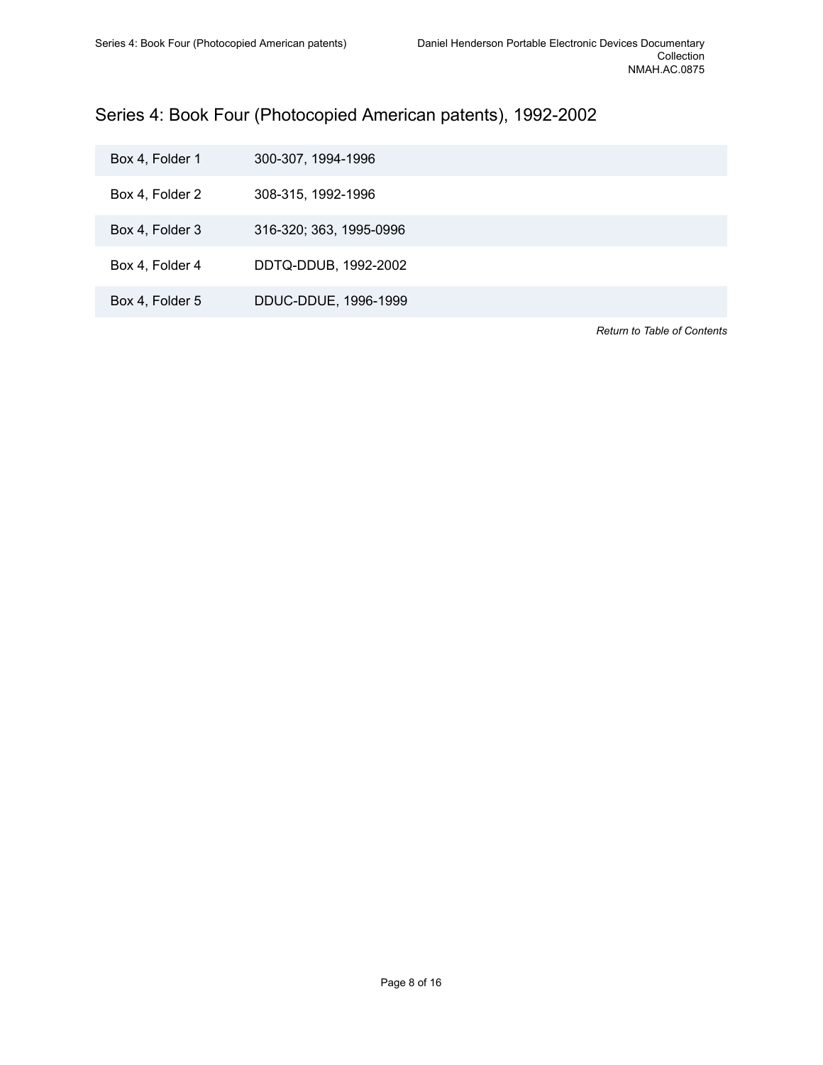## Series 4: Book Four (Photocopied American patents), 1992-2002

| | |
|---|---|
| Box 4, Folder 1 | 300-307, 1994-1996 |
| Box 4, Folder 2 | 308-315, 1992-1996 |
| Box 4, Folder 3 | 316-320; 363, 1995-0996 |
| Box 4, Folder 4 | DDTQ-DDUB, 1992-2002 |
| Box 4, Folder 5 | DDUC-DDUE, 1996-1999 |

*Return to Table of Contents*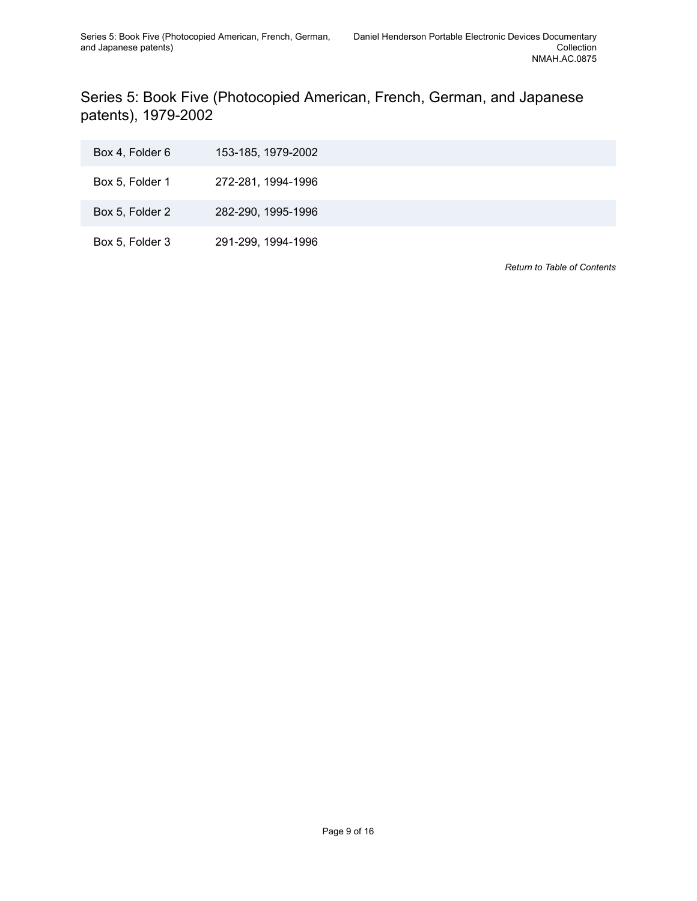## Series 5: Book Five (Photocopied American, French, German, and Japanese patents), 1979-2002

| | |
|---|---|
| Box 4, Folder 6 | 153-185, 1979-2002 |
| Box 5, Folder 1 | 272-281, 1994-1996 |
| Box 5, Folder 2 | 282-290, 1995-1996 |
| Box 5, Folder 3 | 291-299, 1994-1996 |

*Return to Table of Contents*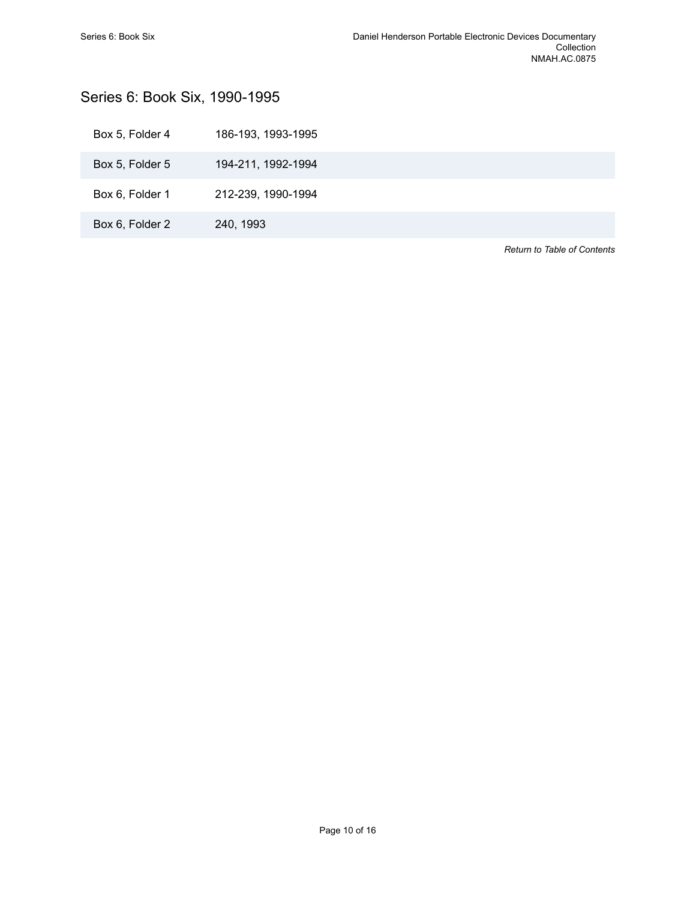## Series 6: Book Six, 1990-1995

| | |
|---|---|
| Box 5, Folder 4 | 186-193, 1993-1995 |
| Box 5, Folder 5 | 194-211, 1992-1994 |
| Box 6, Folder 1 | 212-239, 1990-1994 |
| Box 6, Folder 2 | 240, 1993 |

*Return to Table of Contents*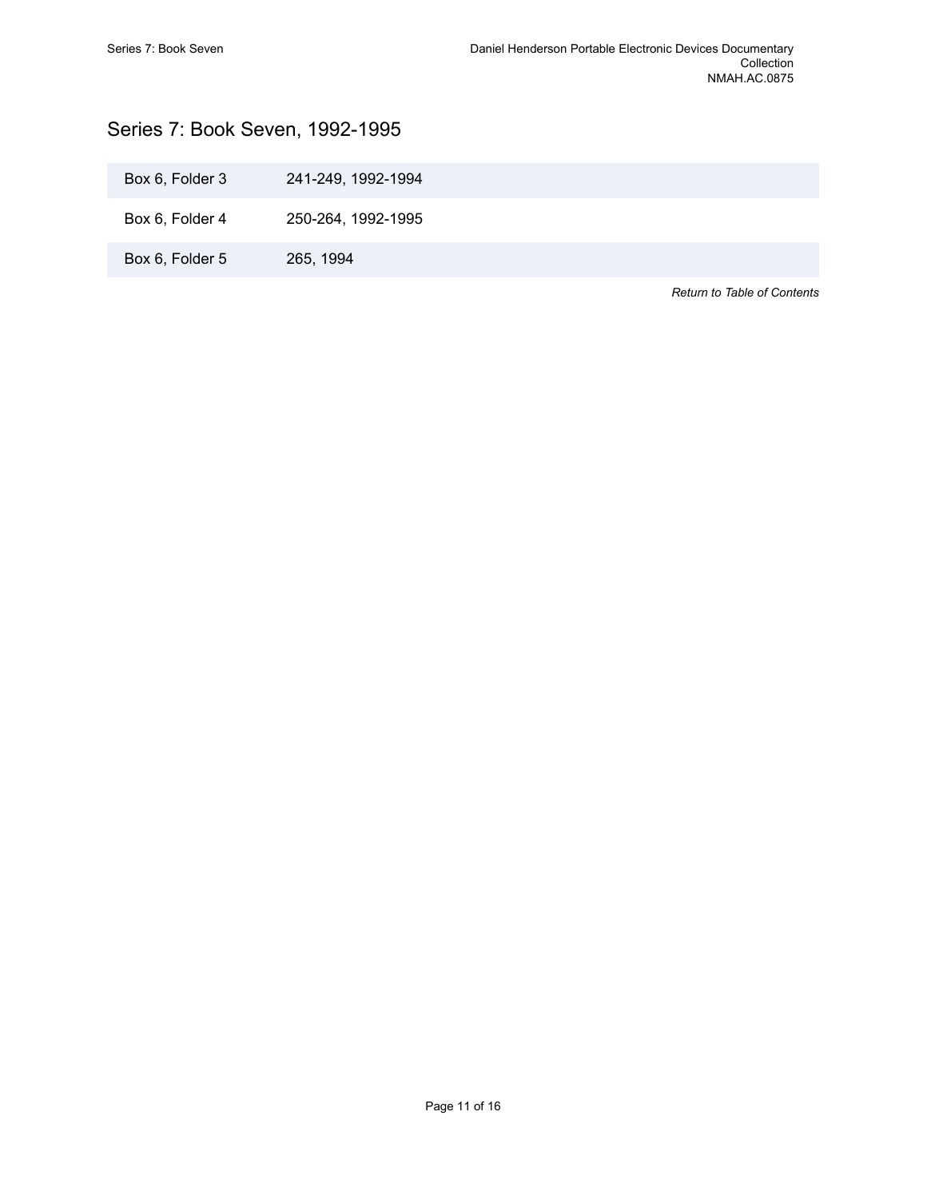## Series 7: Book Seven, 1992-1995

| | |
|---|---|
| Box 6, Folder 3 | 241-249, 1992-1994 |
| Box 6, Folder 4 | 250-264, 1992-1995 |
| Box 6, Folder 5 | 265, 1994 |

*Return to Table of Contents*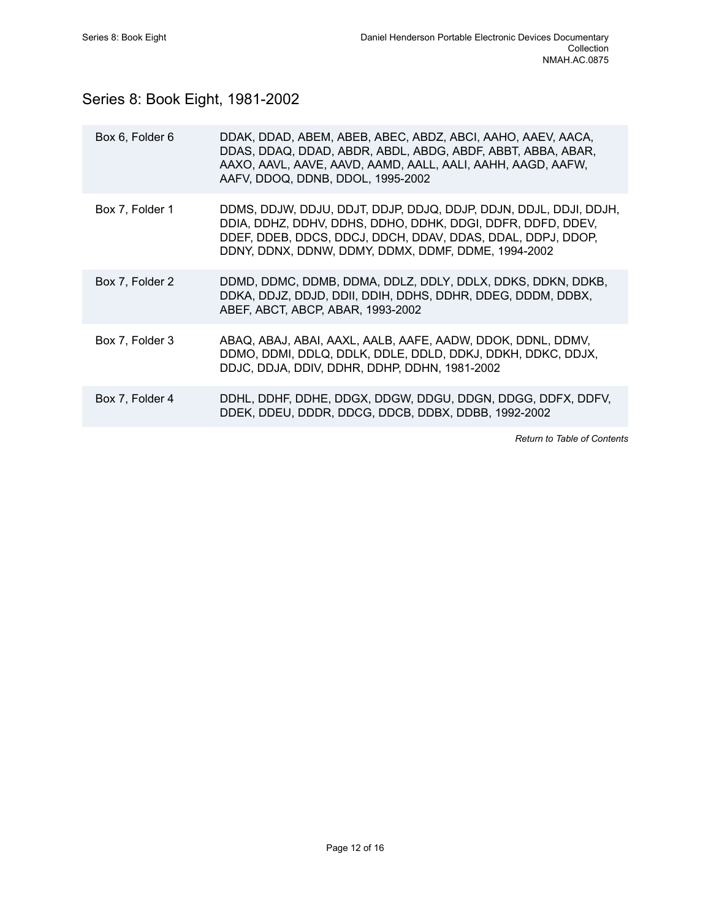## Series 8: Book Eight, 1981-2002

| | |
|---|---|
| Box 6, Folder 6 | DDAK, DDAD, ABEM, ABEB, ABEC, ABDZ, ABCI, AAHO, AAEV, AACA, DDAS, DDAQ, DDAD, ABDR, ABDL, ABDG, ABDF, ABBT, ABBA, ABAR, AAXO, AAVL, AAVE, AAVD, AAMD, AALL, AALI, AAHH, AAGD, AAFW, AAFV, DDOQ, DDNB, DDOL, 1995-2002 |
| Box 7, Folder 1 | DDMS, DDJW, DDJU, DDJT, DDJP, DDJQ, DDJP, DDJN, DDJL, DDJI, DDJH, DDIA, DDHZ, DDHV, DDHS, DDHO, DDHK, DDGI, DDFR, DDFD, DDEV, DDEF, DDEB, DDCS, DDCJ, DDCH, DDAV, DDAS, DDAL, DDPJ, DDOP, DDNY, DDNX, DDNW, DDMY, DDMX, DDMF, DDME, 1994-2002 |
| Box 7, Folder 2 | DDMD, DDMC, DDMB, DDMA, DDLZ, DDLY, DDLX, DDKS, DDKN, DDKB, DDKA, DDJZ, DDJD, DDII, DDIH, DDHS, DDHR, DDEG, DDDM, DDBX, ABEF, ABCT, ABCP, ABAR, 1993-2002 |
| Box 7, Folder 3 | ABAQ, ABAJ, ABAI, AAXL, AALB, AAFE, AADW, DDOK, DDNL, DDMV, DDMO, DDMI, DDLQ, DDLK, DDLE, DDLD, DDKJ, DDKH, DDKC, DDJX, DDJC, DDJA, DDIV, DDHR, DDHP, DDHN, 1981-2002 |
| Box 7, Folder 4 | DDHL, DDHF, DDHE, DDGX, DDGW, DDGU, DDGN, DDGG, DDFX, DDFV, DDEK, DDEU, DDDR, DDCG, DDCB, DDBX, DDBB, 1992-2002 |

*Return to Table of Contents*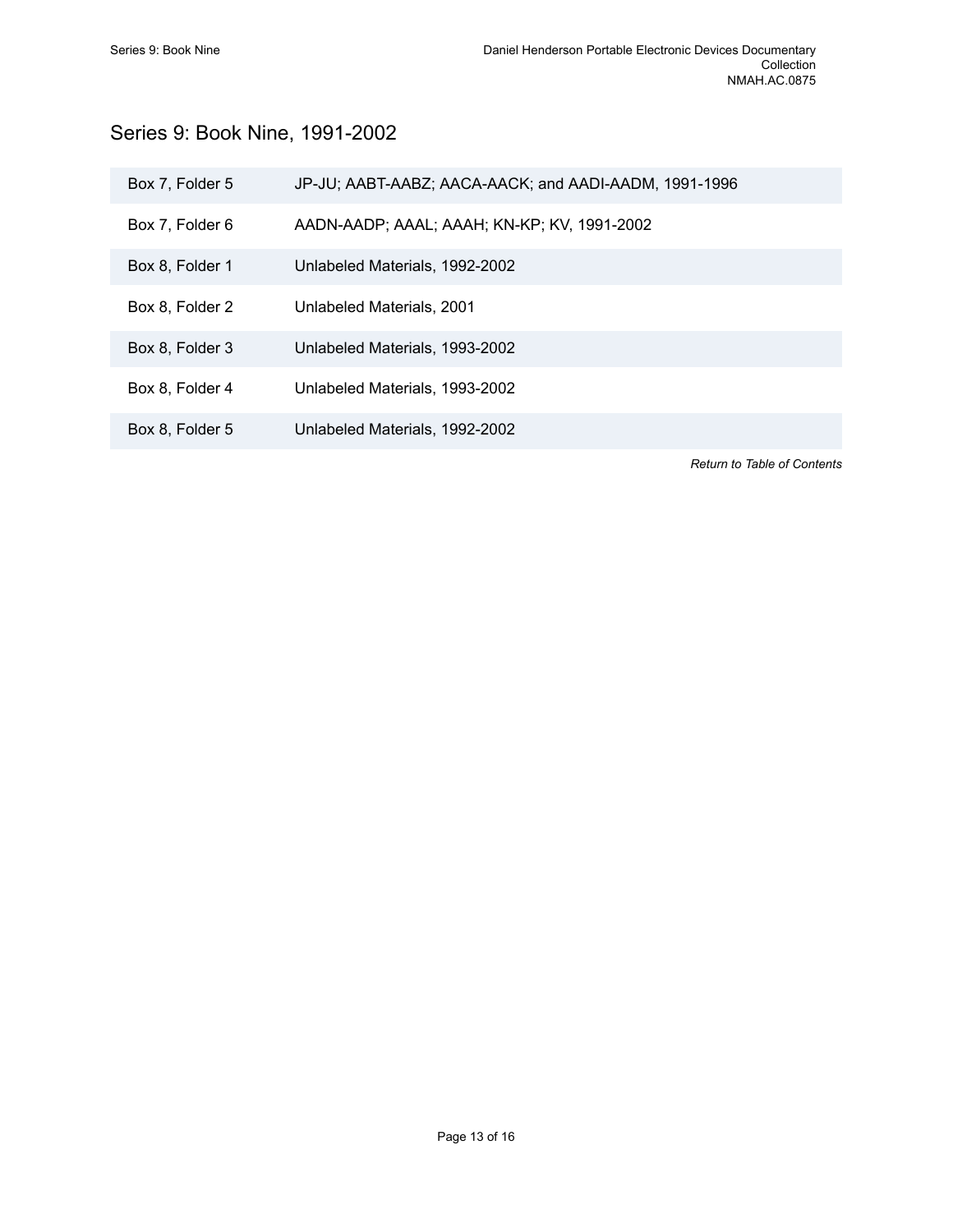## Series 9: Book Nine, 1991-2002

| | |
|---|---|
| Box 7, Folder 5 | JP-JU; AABT-AABZ; AACA-AACK; and AADI-AADM, 1991-1996 |
| Box 7, Folder 6 | AADN-AADP; AAAL; AAAH; KN-KP; KV, 1991-2002 |
| Box 8, Folder 1 | Unlabeled Materials, 1992-2002 |
| Box 8, Folder 2 | Unlabeled Materials, 2001 |
| Box 8, Folder 3 | Unlabeled Materials, 1993-2002 |
| Box 8, Folder 4 | Unlabeled Materials, 1993-2002 |
| Box 8, Folder 5 | Unlabeled Materials, 1992-2002 |

*Return to Table of Contents*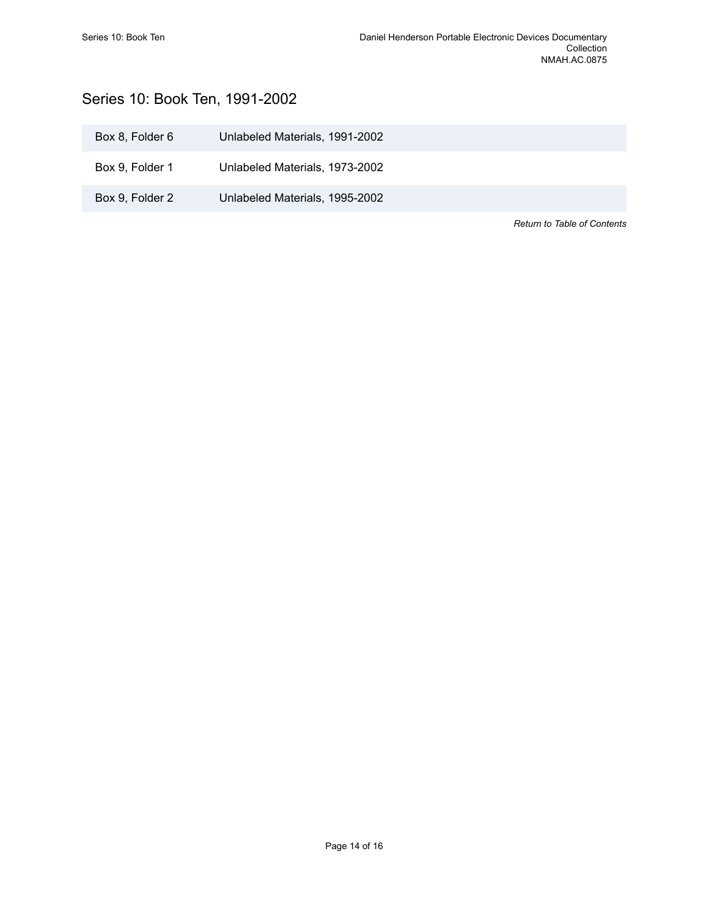## Series 10: Book Ten, 1991-2002

| | |
|---|---|
| Box 8, Folder 6 | Unlabeled Materials, 1991-2002 |
| Box 9, Folder 1 | Unlabeled Materials, 1973-2002 |
| Box 9, Folder 2 | Unlabeled Materials, 1995-2002 |

*Return to Table of Contents*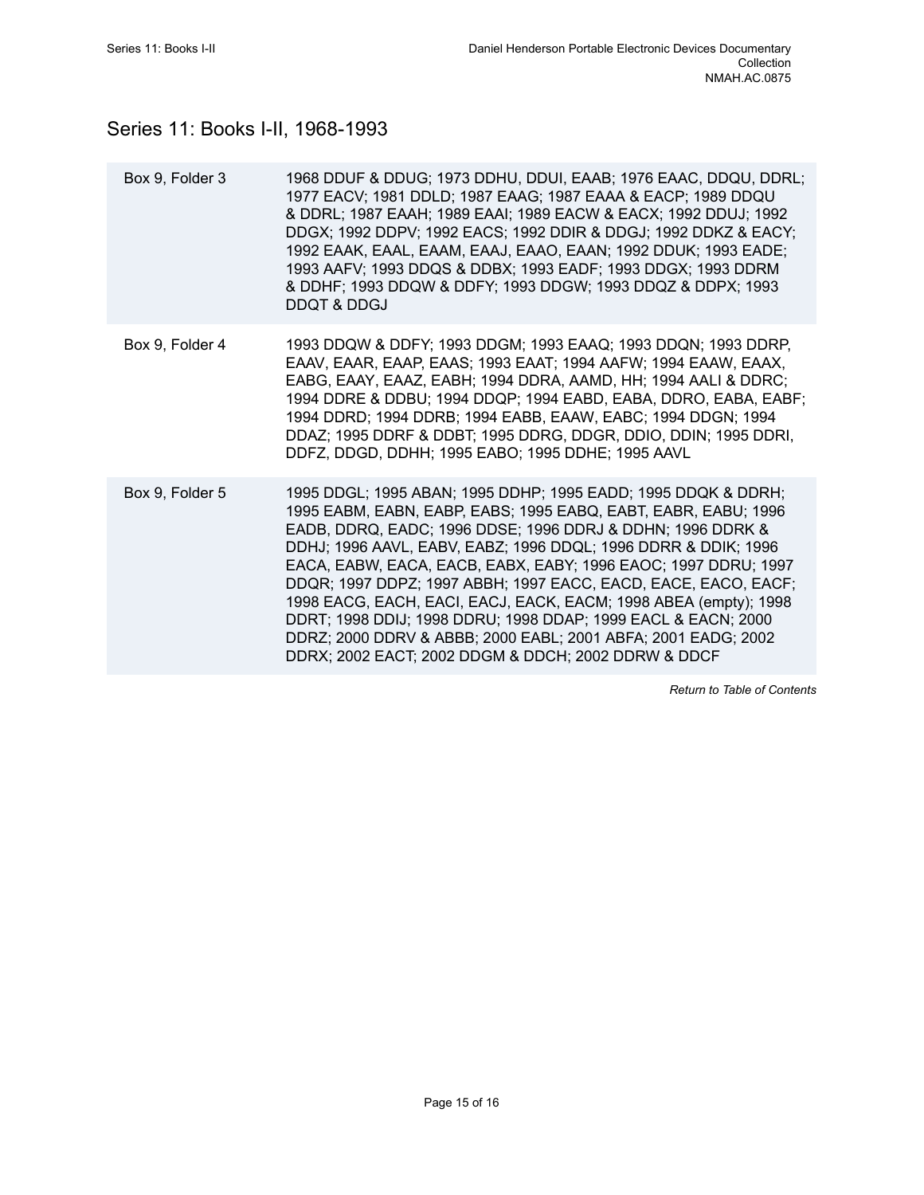## Series 11: Books I-II, 1968-1993

| | |
|---|---|
| Box 9, Folder 3 | 1968 DDUF & DDUG; 1973 DDHU, DDUI, EAAB; 1976 EAAC, DDQU, DDRL; 1977 EACV; 1981 DDLD; 1987 EAAG; 1987 EAAA & EACP; 1989 DDQU & DDRL; 1987 EAAH; 1989 EAAI; 1989 EACW & EACX; 1992 DDUJ; 1992 DDGX; 1992 DDPV; 1992 EACS; 1992 DDIR & DDGJ; 1992 DDKZ & EACY; 1992 EAAK, EAAL, EAAM, EAAJ, EAAO, EAAN; 1992 DDUK; 1993 EADE; 1993 AAFV; 1993 DDQS & DDBX; 1993 EADF; 1993 DDGX; 1993 DDRM & DDHF; 1993 DDQW & DDFY; 1993 DDGW; 1993 DDQZ & DDPX; 1993 DDQT & DDGJ |
| Box 9, Folder 4 | 1993 DDQW & DDFY; 1993 DDGM; 1993 EAAQ; 1993 DDQN; 1993 DDRP, EAAV, EAAR, EAAP, EAAS; 1993 EAAT; 1994 AAFW; 1994 EAAW, EAAX, EABG, EAAY, EAAZ, EABH; 1994 DDRA, AAMD, HH; 1994 AALI & DDRC; 1994 DDRE & DDBU; 1994 DDQP; 1994 EABD, EABA, DDRO, EABA, EABF; 1994 DDRD; 1994 DDRB; 1994 EABB, EAAW, EABC; 1994 DDGN; 1994 DDAZ; 1995 DDRF & DDBT; 1995 DDRG, DDGR, DDIO, DDIN; 1995 DDRI, DDFZ, DDGD, DDHH; 1995 EABO; 1995 DDHE; 1995 AAVL |
| Box 9, Folder 5 | 1995 DDGL; 1995 ABAN; 1995 DDHP; 1995 EADD; 1995 DDQK & DDRH; 1995 EABM, EABN, EABP, EABS; 1995 EABQ, EABT, EABR, EABU; 1996 EADB, DDRQ, EADC; 1996 DDSE; 1996 DDRJ & DDHN; 1996 DDRK & DDHJ; 1996 AAVL, EABV, EABZ; 1996 DDQL; 1996 DDRR & DDIK; 1996 EACA, EABW, EACA, EACB, EABX, EABY; 1996 EAOC; 1997 DDRU; 1997 DDQR; 1997 DDPZ; 1997 ABBH; 1997 EACC, EACD, EACE, EACO, EACF; 1998 EACG, EACH, EACI, EACJ, EACK, EACM; 1998 ABEA (empty); 1998 DDRT; 1998 DDIJ; 1998 DDRU; 1998 DDAP; 1999 EACL & EACN; 2000 DDRZ; 2000 DDRV & ABBB; 2000 EABL; 2001 ABFA; 2001 EADG; 2002 DDRX; 2002 EACT; 2002 DDGM & DDCH; 2002 DDRW & DDCF |

*Return to Table of Contents*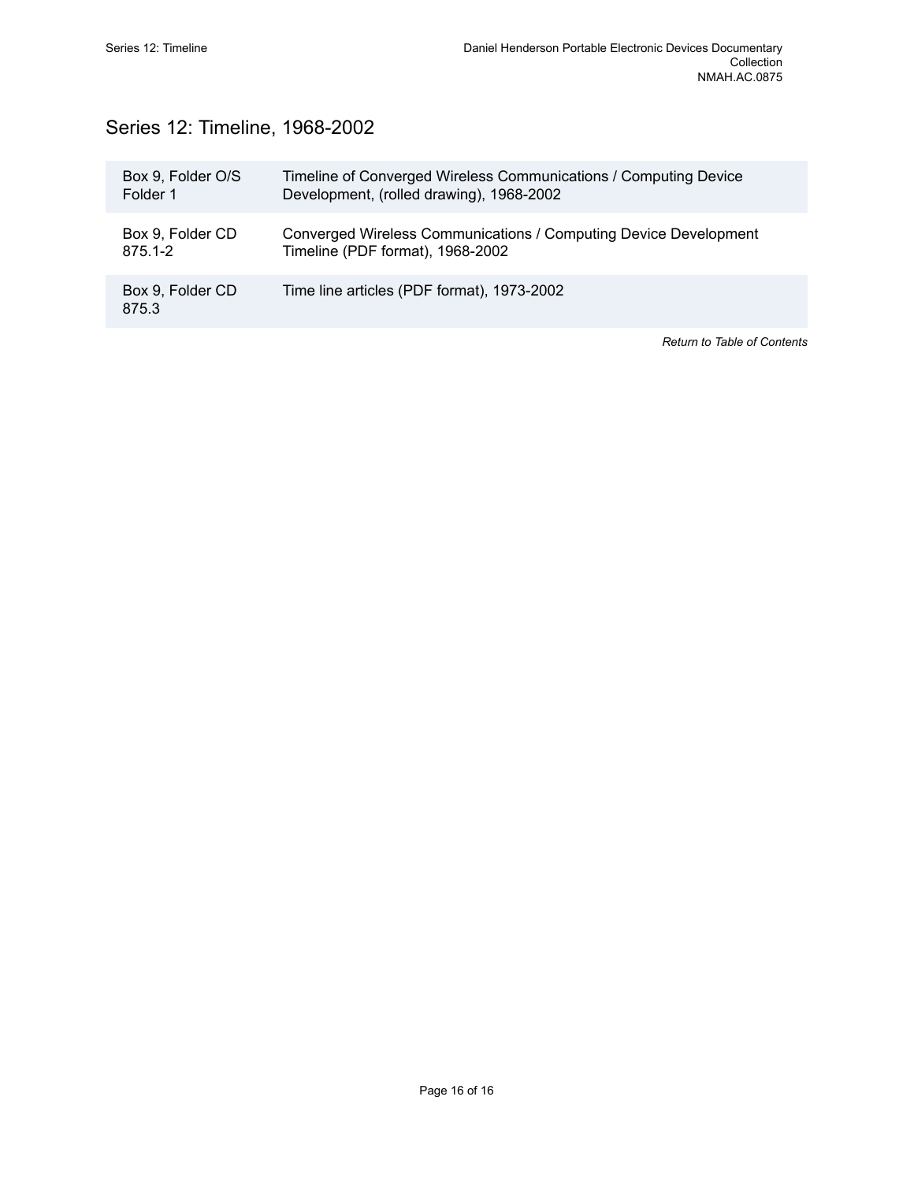## Series 12: Timeline, 1968-2002

| | |
|---|---|
| Box 9, Folder O/S Folder 1 | Timeline of Converged Wireless Communications / Computing Device Development, (rolled drawing), 1968-2002 |
| Box 9, Folder CD 875.1-2 | Converged Wireless Communications / Computing Device Development Timeline (PDF format), 1968-2002 |
| Box 9, Folder CD 875.3 | Time line articles (PDF format), 1973-2002 |

*Return to Table of Contents*